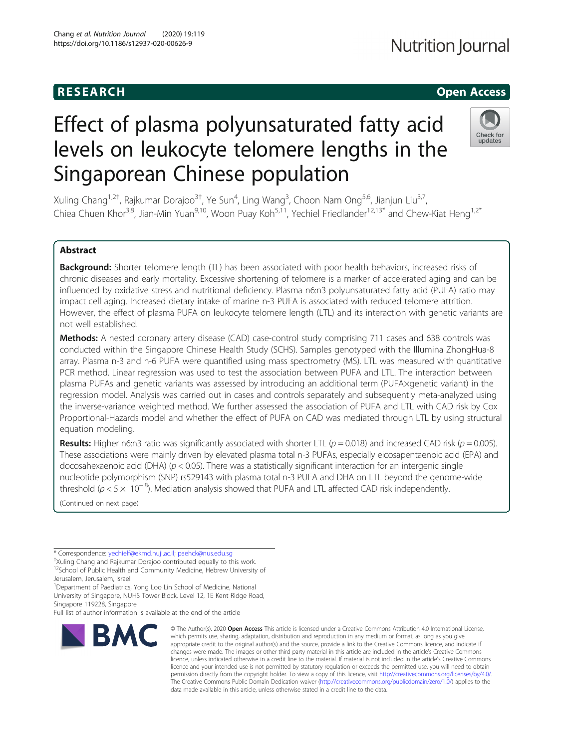RESEARCH

Open Access

# Effect of plasma polyunsaturated fatty acid levels on leukocyte telomere lengths in the Singaporean Chinese population

Xuling Chang[1,2†], Rajkumar Dorajoo[3†], Ye Sun[4], Ling Wang[3], Choon Nam Ong[5,6], Jianjun Liu[3,7], Chiea Chuen Khor[3,8], Jian-Min Yuan[9,10], Woon Puay Koh[5,11], Yechiel Friedlander[12,13*] and Chew-Kiat Heng[1,2*]

## Abstract

**Background:** Shorter telomere length (TL) has been associated with poor health behaviors, increased risks of chronic diseases and early mortality. Excessive shortening of telomere is a marker of accelerated aging and can be influenced by oxidative stress and nutritional deficiency. Plasma n6:n3 polyunsaturated fatty acid (PUFA) ratio may impact cell aging. Increased dietary intake of marine n-3 PUFA is associated with reduced telomere attrition. However, the effect of plasma PUFA on leukocyte telomere length (LTL) and its interaction with genetic variants are not well established.

**Methods:** A nested coronary artery disease (CAD) case-control study comprising 711 cases and 638 controls was conducted within the Singapore Chinese Health Study (SCHS). Samples genotyped with the Illumina ZhongHua-8 array. Plasma n-3 and n-6 PUFA were quantified using mass spectrometry (MS). LTL was measured with quantitative PCR method. Linear regression was used to test the association between PUFA and LTL. The interaction between plasma PUFAs and genetic variants was assessed by introducing an additional term (PUFA×genetic variant) in the regression model. Analysis was carried out in cases and controls separately and subsequently meta-analyzed using the inverse-variance weighted method. We further assessed the association of PUFA and LTL with CAD risk by Cox Proportional-Hazards model and whether the effect of PUFA on CAD was mediated through LTL by using structural equation modeling.

**Results:** Higher n6:n3 ratio was significantly associated with shorter LTL ($p = 0.018$) and increased CAD risk ($p = 0.005$). These associations were mainly driven by elevated plasma total n-3 PUFAs, especially eicosapentaenoic acid (EPA) and docosahexaenoic acid (DHA) ($p < 0.05$). There was a statistically significant interaction for an intergenic single nucleotide polymorphism (SNP) rs529143 with plasma total n-3 PUFA and DHA on LTL beyond the genome-wide threshold ($p < 5 \times 10^{-8}$). Mediation analysis showed that PUFA and LTL affected CAD risk independently.

(Continued on next page)

* Correspondence: yechielf@ekmd.huji.ac.il; paehck@nus.edu.sg
†Xuling Chang and Rajkumar Dorajoo contributed equally to this work.
[12]School of Public Health and Community Medicine, Hebrew University of Jerusalem, Jerusalem, Israel
[1]Department of Paediatrics, Yong Loo Lin School of Medicine, National University of Singapore, NUHS Tower Block, Level 12, 1E Kent Ridge Road, Singapore 119228, Singapore
Full list of author information is available at the end of the article

© The Author(s). 2020 **Open Access** This article is licensed under a Creative Commons Attribution 4.0 International License, which permits use, sharing, adaptation, distribution and reproduction in any medium or format, as long as you give appropriate credit to the original author(s) and the source, provide a link to the Creative Commons licence, and indicate if changes were made. The images or other third party material in this article are included in the article's Creative Commons licence, unless indicated otherwise in a credit line to the material. If material is not included in the article's Creative Commons licence and your intended use is not permitted by statutory regulation or exceeds the permitted use, you will need to obtain permission directly from the copyright holder. To view a copy of this licence, visit http://creativecommons.org/licenses/by/4.0/. The Creative Commons Public Domain Dedication waiver (http://creativecommons.org/publicdomain/zero/1.0/) applies to the data made available in this article, unless otherwise stated in a credit line to the data.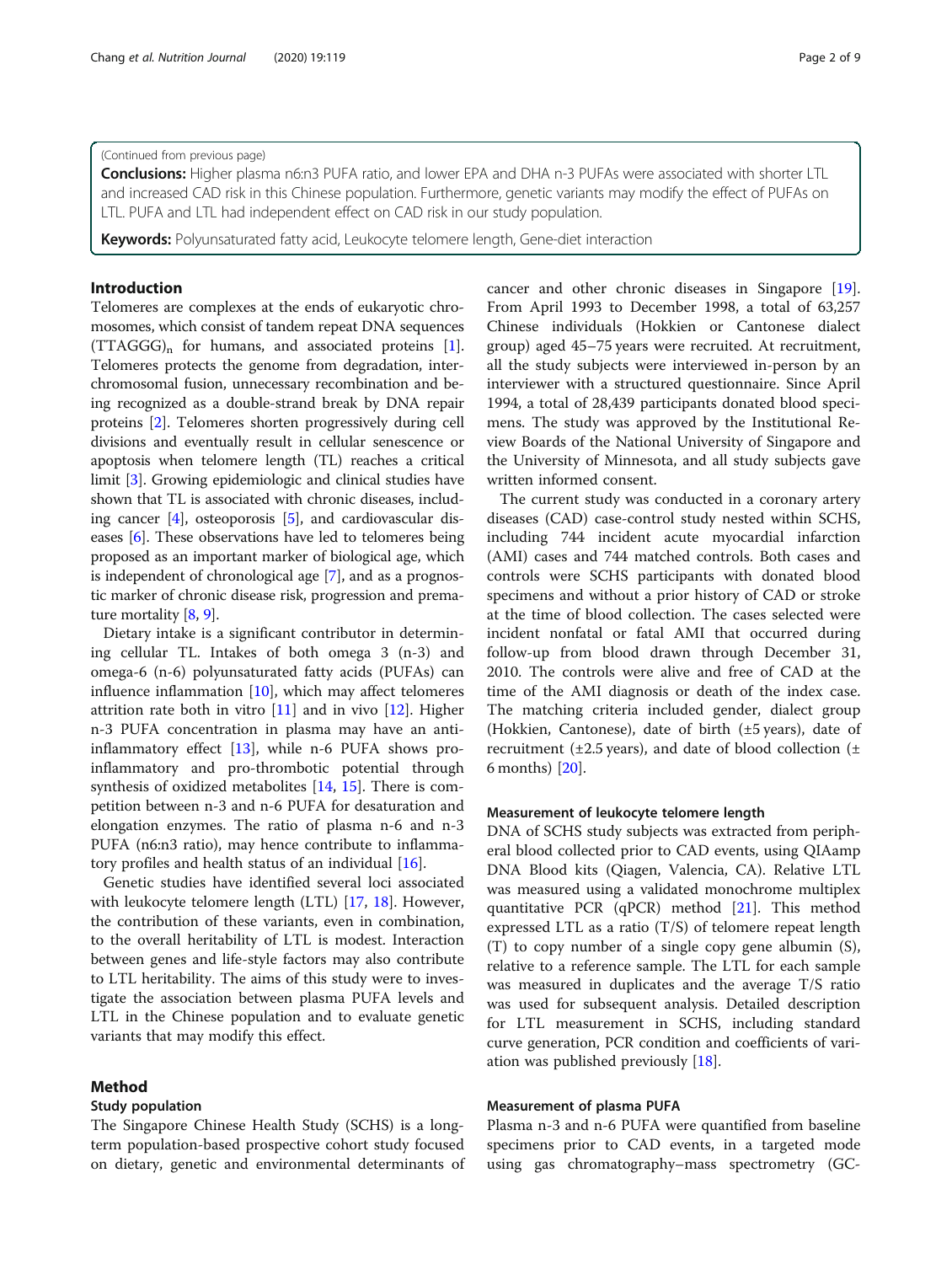(Continued from previous page)

**Conclusions:** Higher plasma n6:n3 PUFA ratio, and lower EPA and DHA n-3 PUFAs were associated with shorter LTL and increased CAD risk in this Chinese population. Furthermore, genetic variants may modify the effect of PUFAs on LTL. PUFA and LTL had independent effect on CAD risk in our study population.

**Keywords:** Polyunsaturated fatty acid, Leukocyte telomere length, Gene-diet interaction

## Introduction

Telomeres are complexes at the ends of eukaryotic chromosomes, which consist of tandem repeat DNA sequences $(TTAGGG)_n$ for humans, and associated proteins [1]. Telomeres protects the genome from degradation, interchromosomal fusion, unnecessary recombination and being recognized as a double-strand break by DNA repair proteins [2]. Telomeres shorten progressively during cell divisions and eventually result in cellular senescence or apoptosis when telomere length (TL) reaches a critical limit [3]. Growing epidemiologic and clinical studies have shown that TL is associated with chronic diseases, including cancer [4], osteoporosis [5], and cardiovascular diseases [6]. These observations have led to telomeres being proposed as an important marker of biological age, which is independent of chronological age [7], and as a prognostic marker of chronic disease risk, progression and premature mortality [8, 9].

Dietary intake is a significant contributor in determining cellular TL. Intakes of both omega 3 (n-3) and omega-6 (n-6) polyunsaturated fatty acids (PUFAs) can influence inflammation [10], which may affect telomeres attrition rate both in vitro [11] and in vivo [12]. Higher n-3 PUFA concentration in plasma may have an anti-inflammatory effect [13], while n-6 PUFA shows pro-inflammatory and pro-thrombotic potential through synthesis of oxidized metabolites [14, 15]. There is competition between n-3 and n-6 PUFA for desaturation and elongation enzymes. The ratio of plasma n-6 and n-3 PUFA (n6:n3 ratio), may hence contribute to inflammatory profiles and health status of an individual [16].

Genetic studies have identified several loci associated with leukocyte telomere length (LTL) [17, 18]. However, the contribution of these variants, even in combination, to the overall heritability of LTL is modest. Interaction between genes and life-style factors may also contribute to LTL heritability. The aims of this study were to investigate the association between plasma PUFA levels and LTL in the Chinese population and to evaluate genetic variants that may modify this effect.

## Method

### Study population

The Singapore Chinese Health Study (SCHS) is a long-term population-based prospective cohort study focused on dietary, genetic and environmental determinants of cancer and other chronic diseases in Singapore [19]. From April 1993 to December 1998, a total of 63,257 Chinese individuals (Hokkien or Cantonese dialect group) aged 45–75 years were recruited. At recruitment, all the study subjects were interviewed in-person by an interviewer with a structured questionnaire. Since April 1994, a total of 28,439 participants donated blood specimens. The study was approved by the Institutional Review Boards of the National University of Singapore and the University of Minnesota, and all study subjects gave written informed consent.

The current study was conducted in a coronary artery diseases (CAD) case-control study nested within SCHS, including 744 incident acute myocardial infarction (AMI) cases and 744 matched controls. Both cases and controls were SCHS participants with donated blood specimens and without a prior history of CAD or stroke at the time of blood collection. The cases selected were incident nonfatal or fatal AMI that occurred during follow-up from blood drawn through December 31, 2010. The controls were alive and free of CAD at the time of the AMI diagnosis or death of the index case. The matching criteria included gender, dialect group (Hokkien, Cantonese), date of birth (±5 years), date of recruitment (±2.5 years), and date of blood collection (± 6 months) [20].

### Measurement of leukocyte telomere length

DNA of SCHS study subjects was extracted from peripheral blood collected prior to CAD events, using QIAamp DNA Blood kits (Qiagen, Valencia, CA). Relative LTL was measured using a validated monochrome multiplex quantitative PCR (qPCR) method [21]. This method expressed LTL as a ratio (T/S) of telomere repeat length (T) to copy number of a single copy gene albumin (S), relative to a reference sample. The LTL for each sample was measured in duplicates and the average T/S ratio was used for subsequent analysis. Detailed description for LTL measurement in SCHS, including standard curve generation, PCR condition and coefficients of variation was published previously [18].

### Measurement of plasma PUFA

Plasma n-3 and n-6 PUFA were quantified from baseline specimens prior to CAD events, in a targeted mode using gas chromatography–mass spectrometry (GC-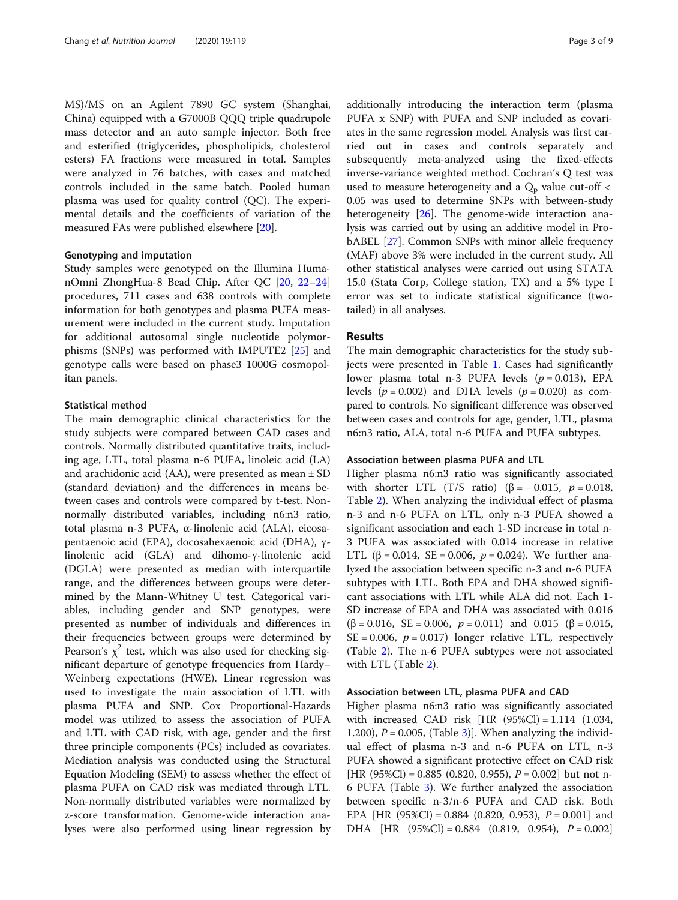MS)/MS on an Agilent 7890 GC system (Shanghai, China) equipped with a G7000B QQQ triple quadrupole mass detector and an auto sample injector. Both free and esterified (triglycerides, phospholipids, cholesterol esters) FA fractions were measured in total. Samples were analyzed in 76 batches, with cases and matched controls included in the same batch. Pooled human plasma was used for quality control (QC). The experimental details and the coefficients of variation of the measured FAs were published elsewhere [20].

### Genotyping and imputation

Study samples were genotyped on the Illumina HumanOmni ZhongHua-8 Bead Chip. After QC [20, 22–24] procedures, 711 cases and 638 controls with complete information for both genotypes and plasma PUFA measurement were included in the current study. Imputation for additional autosomal single nucleotide polymorphisms (SNPs) was performed with IMPUTE2 [25] and genotype calls were based on phase3 1000G cosmopolitan panels.

### Statistical method

The main demographic clinical characteristics for the study subjects were compared between CAD cases and controls. Normally distributed quantitative traits, including age, LTL, total plasma n-6 PUFA, linoleic acid (LA) and arachidonic acid (AA), were presented as mean ± SD (standard deviation) and the differences in means between cases and controls were compared by t-test. Non-normally distributed variables, including n6:n3 ratio, total plasma n-3 PUFA, α-linolenic acid (ALA), eicosapentaenoic acid (EPA), docosahexaenoic acid (DHA), γ-linolenic acid (GLA) and dihomo-γ-linolenic acid (DGLA) were presented as median with interquartile range, and the differences between groups were determined by the Mann-Whitney U test. Categorical variables, including gender and SNP genotypes, were presented as number of individuals and differences in their frequencies between groups were determined by Pearson's $\chi^2$ test, which was also used for checking significant departure of genotype frequencies from Hardy–Weinberg expectations (HWE). Linear regression was used to investigate the main association of LTL with plasma PUFA and SNP. Cox Proportional-Hazards model was utilized to assess the association of PUFA and LTL with CAD risk, with age, gender and the first three principle components (PCs) included as covariates. Mediation analysis was conducted using the Structural Equation Modeling (SEM) to assess whether the effect of plasma PUFA on CAD risk was mediated through LTL. Non-normally distributed variables were normalized by z-score transformation. Genome-wide interaction analyses were also performed using linear regression by additionally introducing the interaction term (plasma PUFA x SNP) with PUFA and SNP included as covariates in the same regression model. Analysis was first carried out in cases and controls separately and subsequently meta-analyzed using the fixed-effects inverse-variance weighted method. Cochran's Q test was used to measure heterogeneity and a $Q_p$ value cut-off < 0.05 was used to determine SNPs with between-study heterogeneity [26]. The genome-wide interaction analysis was carried out by using an additive model in ProbABEL [27]. Common SNPs with minor allele frequency (MAF) above 3% were included in the current study. All other statistical analyses were carried out using STATA 15.0 (Stata Corp, College station, TX) and a 5% type I error was set to indicate statistical significance (two-tailed) in all analyses.

## Results

The main demographic characteristics for the study subjects were presented in Table 1. Cases had significantly lower plasma total n-3 PUFA levels ($p = 0.013$), EPA levels ($p = 0.002$) and DHA levels ($p = 0.020$) as compared to controls. No significant difference was observed between cases and controls for age, gender, LTL, plasma n6:n3 ratio, ALA, total n-6 PUFA and PUFA subtypes.

### Association between plasma PUFA and LTL

Higher plasma n6:n3 ratio was significantly associated with shorter LTL (T/S ratio) ($\beta = -0.015$, $p = 0.018$, Table 2). When analyzing the individual effect of plasma n-3 and n-6 PUFA on LTL, only n-3 PUFA showed a significant association and each 1-SD increase in total n-3 PUFA was associated with 0.014 increase in relative LTL ($\beta = 0.014$, SE = 0.006, $p = 0.024$). We further analyzed the association between specific n-3 and n-6 PUFA subtypes with LTL. Both EPA and DHA showed significant associations with LTL while ALA did not. Each 1-SD increase of EPA and DHA was associated with 0.016 ($\beta = 0.016$, SE = 0.006, $p = 0.011$) and 0.015 ($\beta = 0.015$, SE = 0.006, $p = 0.017$) longer relative LTL, respectively (Table 2). The n-6 PUFA subtypes were not associated with LTL (Table 2).

### Association between LTL, plasma PUFA and CAD

Higher plasma n6:n3 ratio was significantly associated with increased CAD risk [HR (95%CI) = 1.114 (1.034, 1.200), $P = 0.005$, (Table 3)]. When analyzing the individual effect of plasma n-3 and n-6 PUFA on LTL, n-3 PUFA showed a significant protective effect on CAD risk [HR (95%CI) = 0.885 (0.820, 0.955), $P = 0.002$] but not n-6 PUFA (Table 3). We further analyzed the association between specific n-3/n-6 PUFA and CAD risk. Both EPA [HR (95%CI) = 0.884 (0.820, 0.953), $P = 0.001$] and DHA [HR (95%CI) = 0.884 (0.819, 0.954), $P = 0.002$]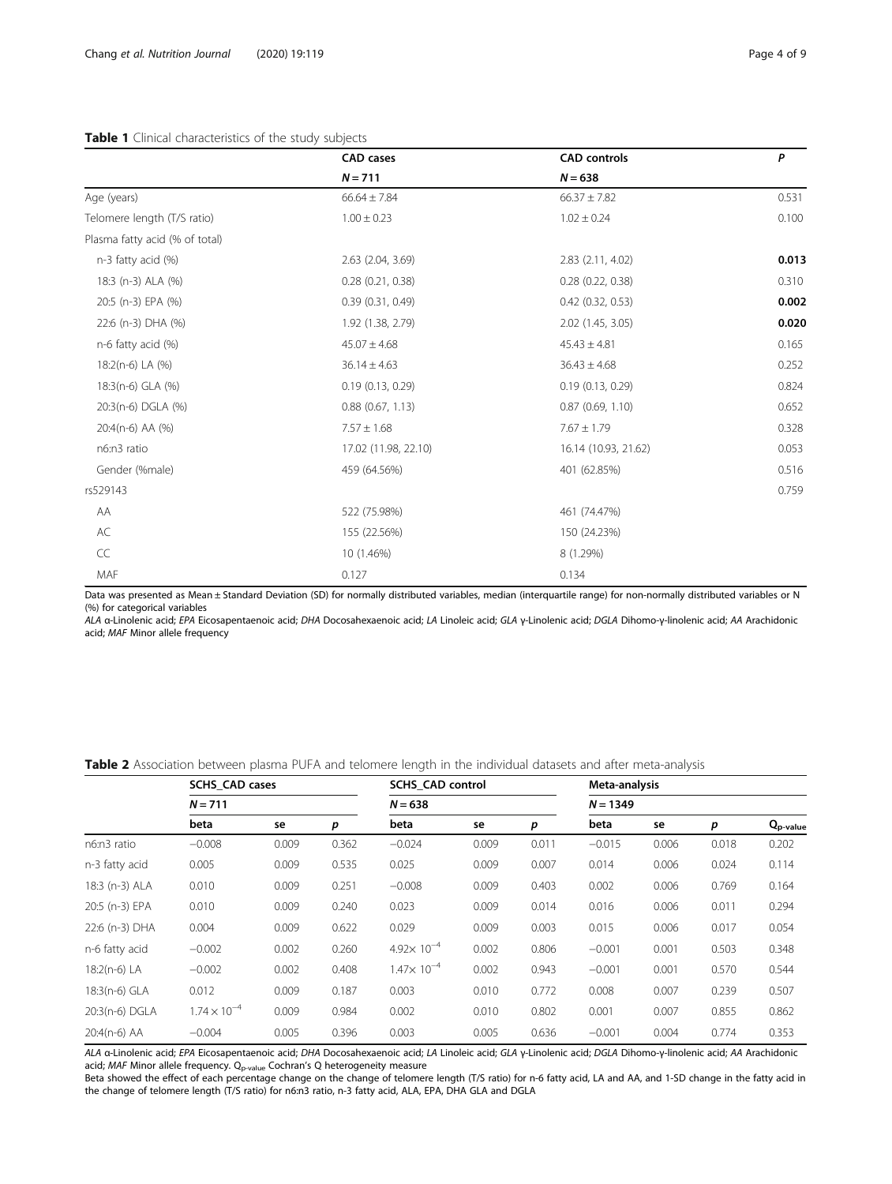**Table 1** Clinical characteristics of the study subjects

| | CAD cases | CAD controls | *P* |
|---|---|---|---|
| | *N* = 711 | *N* = 638 | |
| Age (years) | 66.64 ± 7.84 | 66.37 ± 7.82 | 0.531 |
| Telomere length (T/S ratio) | 1.00 ± 0.23 | 1.02 ± 0.24 | 0.100 |
| Plasma fatty acid (% of total) | | | |
| n-3 fatty acid (%) | 2.63 (2.04, 3.69) | 2.83 (2.11, 4.02) | **0.013** |
| 18:3 (n-3) ALA (%) | 0.28 (0.21, 0.38) | 0.28 (0.22, 0.38) | 0.310 |
| 20:5 (n-3) EPA (%) | 0.39 (0.31, 0.49) | 0.42 (0.32, 0.53) | **0.002** |
| 22:6 (n-3) DHA (%) | 1.92 (1.38, 2.79) | 2.02 (1.45, 3.05) | **0.020** |
| n-6 fatty acid (%) | 45.07 ± 4.68 | 45.43 ± 4.81 | 0.165 |
| 18:2(n-6) LA (%) | 36.14 ± 4.63 | 36.43 ± 4.68 | 0.252 |
| 18:3(n-6) GLA (%) | 0.19 (0.13, 0.29) | 0.19 (0.13, 0.29) | 0.824 |
| 20:3(n-6) DGLA (%) | 0.88 (0.67, 1.13) | 0.87 (0.69, 1.10) | 0.652 |
| 20:4(n-6) AA (%) | 7.57 ± 1.68 | 7.67 ± 1.79 | 0.328 |
| n6:n3 ratio | 17.02 (11.98, 22.10) | 16.14 (10.93, 21.62) | 0.053 |
| Gender (%male) | 459 (64.56%) | 401 (62.85%) | 0.516 |
| rs529143 | | | 0.759 |
| AA | 522 (75.98%) | 461 (74.47%) | |
| AC | 155 (22.56%) | 150 (24.23%) | |
| CC | 10 (1.46%) | 8 (1.29%) | |
| MAF | 0.127 | 0.134 | |

Data was presented as Mean ± Standard Deviation (SD) for normally distributed variables, median (interquartile range) for non-normally distributed variables or N (%) for categorical variables

*ALA* α-Linolenic acid; *EPA* Eicosapentaenoic acid; *DHA* Docosahexaenoic acid; *LA* Linoleic acid; *GLA* γ-Linolenic acid; *DGLA* Dihomo-γ-linolenic acid; *AA* Arachidonic acid; *MAF* Minor allele frequency

**Table 2** Association between plasma PUFA and telomere length in the individual datasets and after meta-analysis

| | SCHS_CAD cases | | | SCHS_CAD control | | | Meta-analysis | | | |
|---|---|---|---|---|---|---|---|---|---|---|
| | *N* = 711 | | | *N* = 638 | | | *N* = 1349 | | | |
| | beta | se | *p* | beta | se | *p* | beta | se | *p* | $Q_{p\text{-value}}$ |
| n6:n3 ratio | −0.008 | 0.009 | 0.362 | −0.024 | 0.009 | 0.011 | −0.015 | 0.006 | 0.018 | 0.202 |
| n-3 fatty acid | 0.005 | 0.009 | 0.535 | 0.025 | 0.009 | 0.007 | 0.014 | 0.006 | 0.024 | 0.114 |
| 18:3 (n-3) ALA | 0.010 | 0.009 | 0.251 | −0.008 | 0.009 | 0.403 | 0.002 | 0.006 | 0.769 | 0.164 |
| 20:5 (n-3) EPA | 0.010 | 0.009 | 0.240 | 0.023 | 0.009 | 0.014 | 0.016 | 0.006 | 0.011 | 0.294 |
| 22:6 (n-3) DHA | 0.004 | 0.009 | 0.622 | 0.029 | 0.009 | 0.003 | 0.015 | 0.006 | 0.017 | 0.054 |
| n-6 fatty acid | −0.002 | 0.002 | 0.260 | $4.92\times 10^{-4}$ | 0.002 | 0.806 | −0.001 | 0.001 | 0.503 | 0.348 |
| 18:2(n-6) LA | −0.002 | 0.002 | 0.408 | $1.47\times 10^{-4}$ | 0.002 | 0.943 | −0.001 | 0.001 | 0.570 | 0.544 |
| 18:3(n-6) GLA | 0.012 | 0.009 | 0.187 | 0.003 | 0.010 | 0.772 | 0.008 | 0.007 | 0.239 | 0.507 |
| 20:3(n-6) DGLA | $1.74\times 10^{-4}$ | 0.009 | 0.984 | 0.002 | 0.010 | 0.802 | 0.001 | 0.007 | 0.855 | 0.862 |
| 20:4(n-6) AA | −0.004 | 0.005 | 0.396 | 0.003 | 0.005 | 0.636 | −0.001 | 0.004 | 0.774 | 0.353 |

*ALA* α-Linolenic acid; *EPA* Eicosapentaenoic acid; *DHA* Docosahexaenoic acid; *LA* Linoleic acid; *GLA* γ-Linolenic acid; *DGLA* Dihomo-γ-linolenic acid; *AA* Arachidonic acid; *MAF* Minor allele frequency. $Q_{p\text{-value}}$ Cochran's Q heterogeneity measure

Beta showed the effect of each percentage change on the change of telomere length (T/S ratio) for n-6 fatty acid, LA and AA, and 1-SD change in the fatty acid in the change of telomere length (T/S ratio) for n6:n3 ratio, n-3 fatty acid, ALA, EPA, DHA GLA and DGLA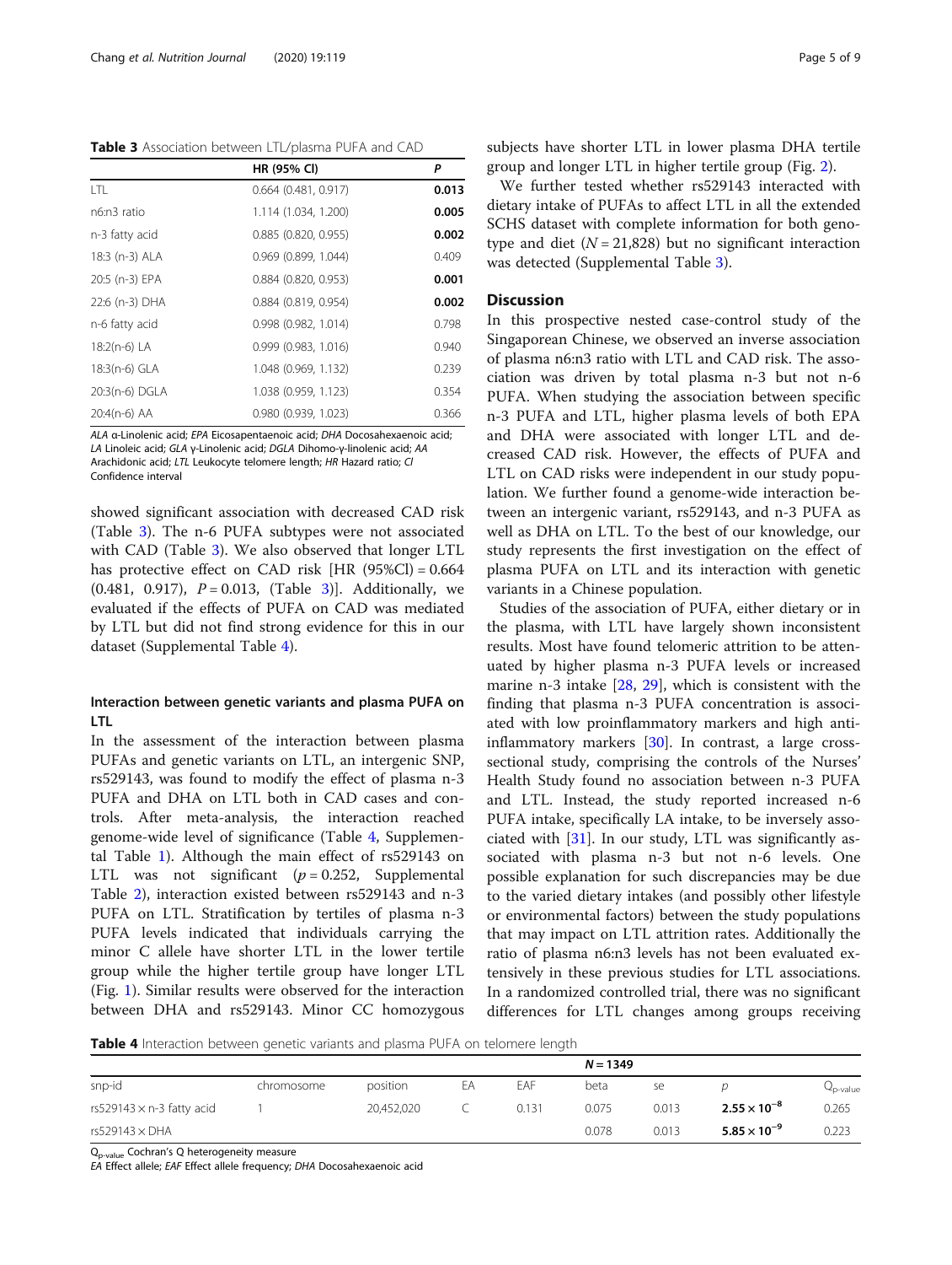**Table 3** Association between LTL/plasma PUFA and CAD

| | HR (95% CI) | P |
|---|---|---|
| LTL | 0.664 (0.481, 0.917) | **0.013** |
| n6:n3 ratio | 1.114 (1.034, 1.200) | **0.005** |
| n-3 fatty acid | 0.885 (0.820, 0.955) | **0.002** |
| 18:3 (n-3) ALA | 0.969 (0.899, 1.044) | 0.409 |
| 20:5 (n-3) EPA | 0.884 (0.820, 0.953) | **0.001** |
| 22:6 (n-3) DHA | 0.884 (0.819, 0.954) | **0.002** |
| n-6 fatty acid | 0.998 (0.982, 1.014) | 0.798 |
| 18:2(n-6) LA | 0.999 (0.983, 1.016) | 0.940 |
| 18:3(n-6) GLA | 1.048 (0.969, 1.132) | 0.239 |
| 20:3(n-6) DGLA | 1.038 (0.959, 1.123) | 0.354 |
| 20:4(n-6) AA | 0.980 (0.939, 1.023) | 0.366 |

*ALA* α-Linolenic acid; *EPA* Eicosapentaenoic acid; *DHA* Docosahexaenoic acid; *LA* Linoleic acid; *GLA* γ-Linolenic acid; *DGLA* Dihomo-γ-linolenic acid; *AA* Arachidonic acid; *LTL* Leukocyte telomere length; *HR* Hazard ratio; *CI* Confidence interval

showed significant association with decreased CAD risk (Table 3). The n-6 PUFA subtypes were not associated with CAD (Table 3). We also observed that longer LTL has protective effect on CAD risk [HR (95%Cl) = 0.664 (0.481, 0.917), $P = 0.013$, (Table 3)]. Additionally, we evaluated if the effects of PUFA on CAD was mediated by LTL but did not find strong evidence for this in our dataset (Supplemental Table 4).

### Interaction between genetic variants and plasma PUFA on LTL

In the assessment of the interaction between plasma PUFAs and genetic variants on LTL, an intergenic SNP, rs529143, was found to modify the effect of plasma n-3 PUFA and DHA on LTL both in CAD cases and controls. After meta-analysis, the interaction reached genome-wide level of significance (Table 4, Supplemental Table 1). Although the main effect of rs529143 on LTL was not significant ($p = 0.252$, Supplemental Table 2), interaction existed between rs529143 and n-3 PUFA on LTL. Stratification by tertiles of plasma n-3 PUFA levels indicated that individuals carrying the minor C allele have shorter LTL in the lower tertile group while the higher tertile group have longer LTL (Fig. 1). Similar results were observed for the interaction between DHA and rs529143. Minor CC homozygous subjects have shorter LTL in lower plasma DHA tertile group and longer LTL in higher tertile group (Fig. 2).

We further tested whether rs529143 interacted with dietary intake of PUFAs to affect LTL in all the extended SCHS dataset with complete information for both genotype and diet ($N = 21{,}828$) but no significant interaction was detected (Supplemental Table 3).

## Discussion

In this prospective nested case-control study of the Singaporean Chinese, we observed an inverse association of plasma n6:n3 ratio with LTL and CAD risk. The association was driven by total plasma n-3 but not n-6 PUFA. When studying the association between specific n-3 PUFA and LTL, higher plasma levels of both EPA and DHA were associated with longer LTL and decreased CAD risk. However, the effects of PUFA and LTL on CAD risks were independent in our study population. We further found a genome-wide interaction between an intergenic variant, rs529143, and n-3 PUFA as well as DHA on LTL. To the best of our knowledge, our study represents the first investigation on the effect of plasma PUFA on LTL and its interaction with genetic variants in a Chinese population.

Studies of the association of PUFA, either dietary or in the plasma, with LTL have largely shown inconsistent results. Most have found telomeric attrition to be attenuated by higher plasma n-3 PUFA levels or increased marine n-3 intake [28, 29], which is consistent with the finding that plasma n-3 PUFA concentration is associated with low proinflammatory markers and high anti-inflammatory markers [30]. In contrast, a large cross-sectional study, comprising the controls of the Nurses' Health Study found no association between n-3 PUFA and LTL. Instead, the study reported increased n-6 PUFA intake, specifically LA intake, to be inversely associated with [31]. In our study, LTL was significantly associated with plasma n-3 but not n-6 levels. One possible explanation for such discrepancies may be due to the varied dietary intakes (and possibly other lifestyle or environmental factors) between the study populations that may impact on LTL attrition rates. Additionally the ratio of plasma n6:n3 levels has not been evaluated extensively in these previous studies for LTL associations. In a randomized controlled trial, there was no significant differences for LTL changes among groups receiving

**Table 4** Interaction between genetic variants and plasma PUFA on telomere length

| | | | | | N = 1349 | | | |
|---|---|---|---|---|---|---|---|---|
| snp-id | chromosome | position | EA | EAF | beta | se | p | $Q_{p\text{-value}}$ |
| rs529143 × n-3 fatty acid | 1 | 20,452,020 | C | 0.131 | 0.075 | 0.013 | $\mathbf{2.55 \times 10^{-8}}$ | 0.265 |
| rs529143 × DHA | | | | | 0.078 | 0.013 | $\mathbf{5.85 \times 10^{-9}}$ | 0.223 |

$Q_{p\text{-value}}$ Cochran's Q heterogeneity measure
*EA* Effect allele; *EAF* Effect allele frequency; *DHA* Docosahexaenoic acid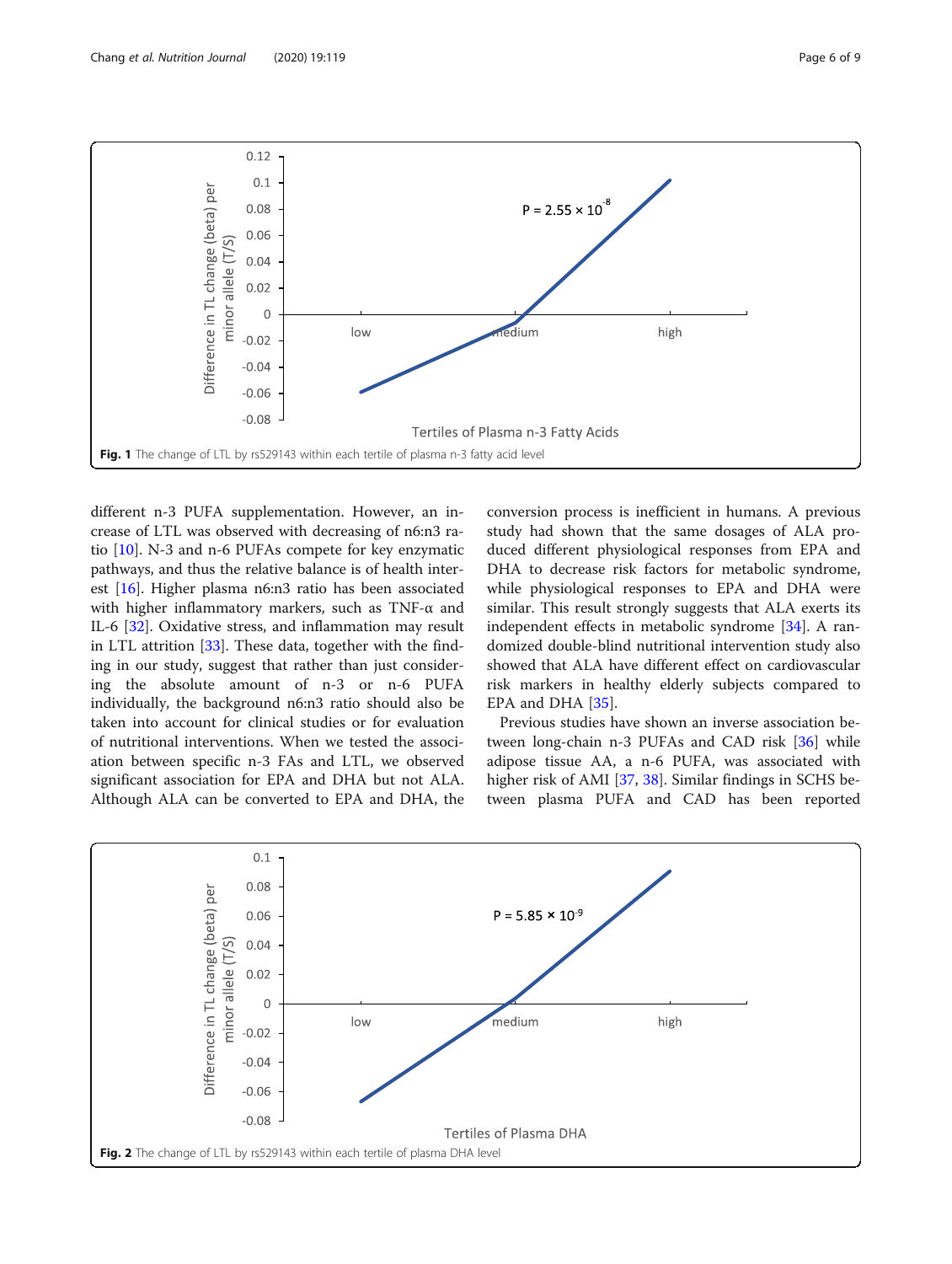Fig. 1 The change of LTL by rs529143 within each tertile of plasma n-3 fatty acid level

different n-3 PUFA supplementation. However, an increase of LTL was observed with decreasing of n6:n3 ratio [10]. N-3 and n-6 PUFAs compete for key enzymatic pathways, and thus the relative balance is of health interest [16]. Higher plasma n6:n3 ratio has been associated with higher inflammatory markers, such as TNF-α and IL-6 [32]. Oxidative stress, and inflammation may result in LTL attrition [33]. These data, together with the finding in our study, suggest that rather than just considering the absolute amount of n-3 or n-6 PUFA individually, the background n6:n3 ratio should also be taken into account for clinical studies or for evaluation of nutritional interventions. When we tested the association between specific n-3 FAs and LTL, we observed significant association for EPA and DHA but not ALA. Although ALA can be converted to EPA and DHA, the conversion process is inefficient in humans. A previous study had shown that the same dosages of ALA produced different physiological responses from EPA and DHA to decrease risk factors for metabolic syndrome, while physiological responses to EPA and DHA were similar. This result strongly suggests that ALA exerts its independent effects in metabolic syndrome [34]. A randomized double-blind nutritional intervention study also showed that ALA have different effect on cardiovascular risk markers in healthy elderly subjects compared to EPA and DHA [35].

Previous studies have shown an inverse association between long-chain n-3 PUFAs and CAD risk [36] while adipose tissue AA, a n-6 PUFA, was associated with higher risk of AMI [37, 38]. Similar findings in SCHS between plasma PUFA and CAD has been reported

Fig. 2 The change of LTL by rs529143 within each tertile of plasma DHA level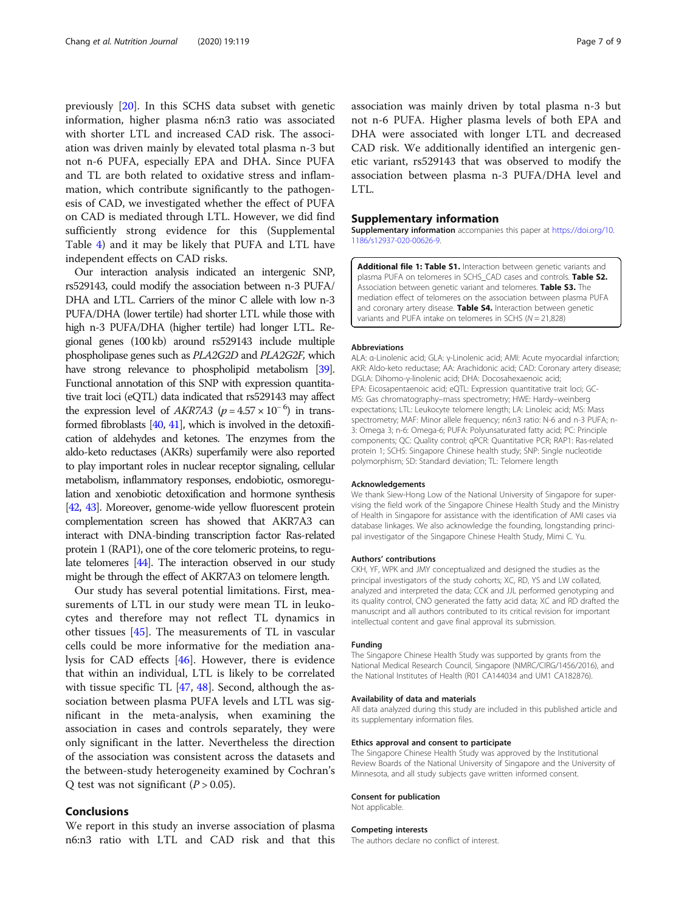previously [20]. In this SCHS data subset with genetic information, higher plasma n6:n3 ratio was associated with shorter LTL and increased CAD risk. The association was driven mainly by elevated total plasma n-3 but not n-6 PUFA, especially EPA and DHA. Since PUFA and TL are both related to oxidative stress and inflammation, which contribute significantly to the pathogenesis of CAD, we investigated whether the effect of PUFA on CAD is mediated through LTL. However, we did find sufficiently strong evidence for this (Supplemental Table 4) and it may be likely that PUFA and LTL have independent effects on CAD risks.

Our interaction analysis indicated an intergenic SNP, rs529143, could modify the association between n-3 PUFA/DHA and LTL. Carriers of the minor C allele with low n-3 PUFA/DHA (lower tertile) had shorter LTL while those with high n-3 PUFA/DHA (higher tertile) had longer LTL. Regional genes (100 kb) around rs529143 include multiple phospholipase genes such as *PLA2G2D* and *PLA2G2F,* which have strong relevance to phospholipid metabolism [39]. Functional annotation of this SNP with expression quantitative trait loci (eQTL) data indicated that rs529143 may affect the expression level of *AKR7A3* ($p = 4.57 \times 10^{-6}$) in transformed fibroblasts [40, 41], which is involved in the detoxification of aldehydes and ketones. The enzymes from the aldo-keto reductases (AKRs) superfamily were also reported to play important roles in nuclear receptor signaling, cellular metabolism, inflammatory responses, endobiotic, osmoregulation and xenobiotic detoxification and hormone synthesis [42, 43]. Moreover, genome-wide yellow fluorescent protein complementation screen has showed that AKR7A3 can interact with DNA-binding transcription factor Ras-related protein 1 (RAP1), one of the core telomeric proteins, to regulate telomeres [44]. The interaction observed in our study might be through the effect of AKR7A3 on telomere length.

Our study has several potential limitations. First, measurements of LTL in our study were mean TL in leukocytes and therefore may not reflect TL dynamics in other tissues [45]. The measurements of TL in vascular cells could be more informative for the mediation analysis for CAD effects [46]. However, there is evidence that within an individual, LTL is likely to be correlated with tissue specific TL [47, 48]. Second, although the association between plasma PUFA levels and LTL was significant in the meta-analysis, when examining the association in cases and controls separately, they were only significant in the latter. Nevertheless the direction of the association was consistent across the datasets and the between-study heterogeneity examined by Cochran's Q test was not significant ($P > 0.05$).

## Conclusions

We report in this study an inverse association of plasma n6:n3 ratio with LTL and CAD risk and that this association was mainly driven by total plasma n-3 but not n-6 PUFA. Higher plasma levels of both EPA and DHA were associated with longer LTL and decreased CAD risk. We additionally identified an intergenic genetic variant, rs529143 that was observed to modify the association between plasma n-3 PUFA/DHA level and LTL.

## Supplementary information

**Supplementary information** accompanies this paper at https://doi.org/10.1186/s12937-020-00626-9.

**Additional file 1: Table S1.** Interaction between genetic variants and plasma PUFA on telomeres in SCHS_CAD cases and controls. **Table S2.** Association between genetic variant and telomeres. **Table S3.** The mediation effect of telomeres on the association between plasma PUFA and coronary artery disease. **Table S4.** Interaction between genetic variants and PUFA intake on telomeres in SCHS ($N = 21{,}828$)

### Abbreviations

ALA: α-Linolenic acid; GLA: γ-Linolenic acid; AMI: Acute myocardial infarction; AKR: Aldo-keto reductase; AA: Arachidonic acid; CAD: Coronary artery disease; DGLA: Dihomo-γ-linolenic acid; DHA: Docosahexaenoic acid; EPA: Eicosapentaenoic acid; eQTL: Expression quantitative trait loci; GC-MS: Gas chromatography–mass spectrometry; HWE: Hardy–weinberg expectations; LTL: Leukocyte telomere length; LA: Linoleic acid; MS: Mass spectrometry; MAF: Minor allele frequency; n6:n3 ratio: N-6 and n-3 PUFA; n-3: Omega 3; n-6: Omega-6; PUFA: Polyunsaturated fatty acid; PC: Principle components; QC: Quality control; qPCR: Quantitative PCR; RAP1: Ras-related protein 1; SCHS: Singapore Chinese health study; SNP: Single nucleotide polymorphism; SD: Standard deviation; TL: Telomere length

### Acknowledgements

We thank Siew-Hong Low of the National University of Singapore for supervising the field work of the Singapore Chinese Health Study and the Ministry of Health in Singapore for assistance with the identification of AMI cases via database linkages. We also acknowledge the founding, longstanding principal investigator of the Singapore Chinese Health Study, Mimi C. Yu.

### Authors' contributions

CKH, YF, WPK and JMY conceptualized and designed the studies as the principal investigators of the study cohorts; XC, RD, YS and LW collated, analyzed and interpreted the data; CCK and JJL performed genotyping and its quality control, CNO generated the fatty acid data; XC and RD drafted the manuscript and all authors contributed to its critical revision for important intellectual content and gave final approval its submission.

### Funding

The Singapore Chinese Health Study was supported by grants from the National Medical Research Council, Singapore (NMRC/CIRG/1456/2016), and the National Institutes of Health (R01 CA144034 and UM1 CA182876).

### Availability of data and materials

All data analyzed during this study are included in this published article and its supplementary information files.

### Ethics approval and consent to participate

The Singapore Chinese Health Study was approved by the Institutional Review Boards of the National University of Singapore and the University of Minnesota, and all study subjects gave written informed consent.

### Consent for publication

Not applicable.

### Competing interests

The authors declare no conflict of interest.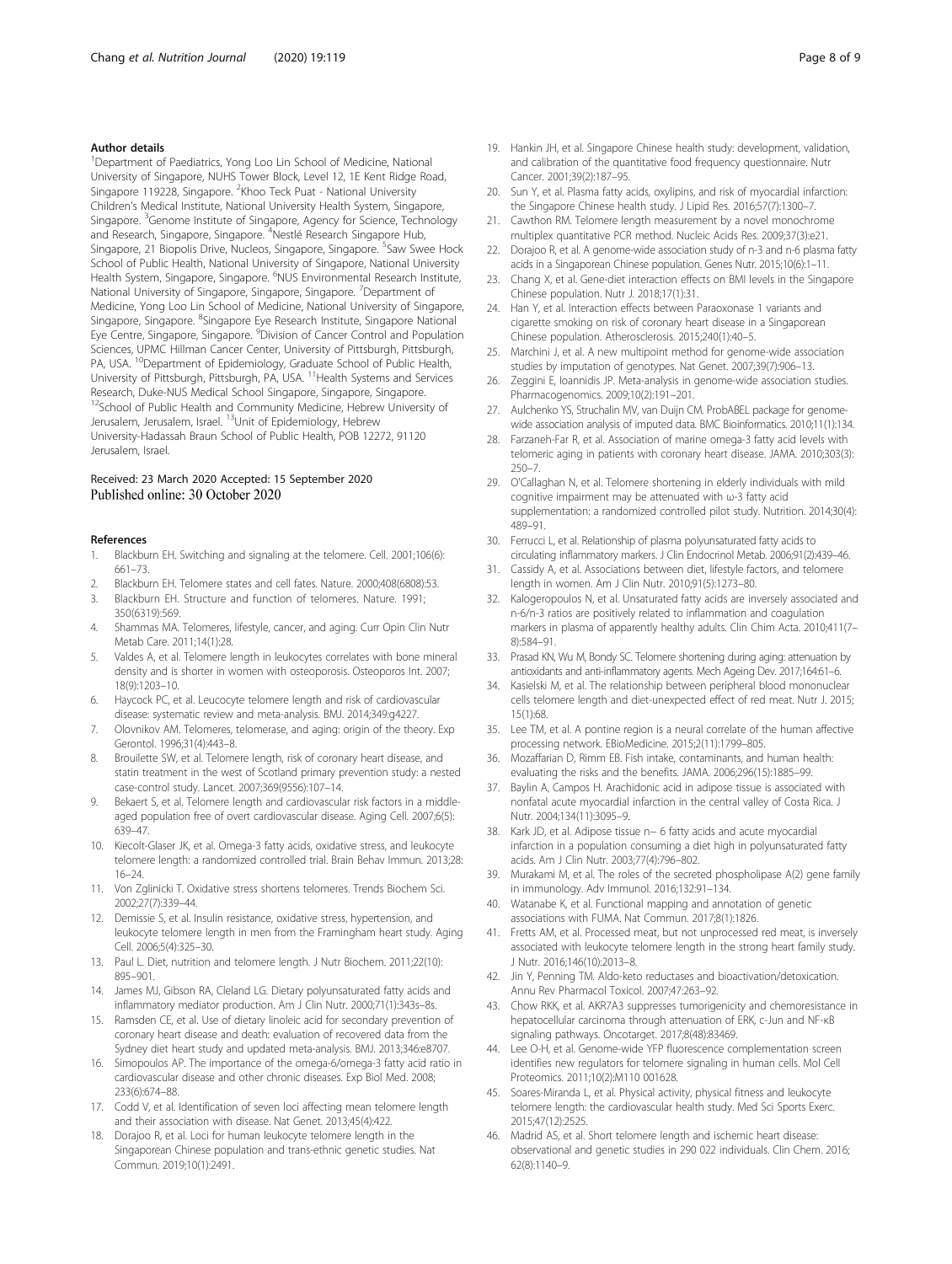## Author details

[1]Department of Paediatrics, Yong Loo Lin School of Medicine, National University of Singapore, NUHS Tower Block, Level 12, 1E Kent Ridge Road, Singapore 119228, Singapore. [2]Khoo Teck Puat - National University Children's Medical Institute, National University Health System, Singapore, Singapore. [3]Genome Institute of Singapore, Agency for Science, Technology and Research, Singapore, Singapore. [4]Nestlé Research Singapore Hub, Singapore, 21 Biopolis Drive, Nucleos, Singapore, Singapore. [5]Saw Swee Hock School of Public Health, National University of Singapore, National University Health System, Singapore, Singapore. [6]NUS Environmental Research Institute, National University of Singapore, Singapore, Singapore. [7]Department of Medicine, Yong Loo Lin School of Medicine, National University of Singapore, Singapore, Singapore. [8]Singapore Eye Research Institute, Singapore National Eye Centre, Singapore, Singapore. [9]Division of Cancer Control and Population Sciences, UPMC Hillman Cancer Center, University of Pittsburgh, Pittsburgh, PA, USA. [10]Department of Epidemiology, Graduate School of Public Health, University of Pittsburgh, Pittsburgh, PA, USA. [11]Health Systems and Services Research, Duke-NUS Medical School Singapore, Singapore, Singapore. [12]School of Public Health and Community Medicine, Hebrew University of Jerusalem, Jerusalem, Israel. [13]Unit of Epidemiology, Hebrew University-Hadassah Braun School of Public Health, POB 12272, 91120 Jerusalem, Israel.

Received: 23 March 2020 Accepted: 15 September 2020
Published online: 30 October 2020

## References

1. Blackburn EH. Switching and signaling at the telomere. Cell. 2001;106(6):661–73.
2. Blackburn EH. Telomere states and cell fates. Nature. 2000;408(6808):53.
3. Blackburn EH. Structure and function of telomeres. Nature. 1991;350(6319):569.
4. Shammas MA. Telomeres, lifestyle, cancer, and aging. Curr Opin Clin Nutr Metab Care. 2011;14(1):28.
5. Valdes A, et al. Telomere length in leukocytes correlates with bone mineral density and is shorter in women with osteoporosis. Osteoporos Int. 2007;18(9):1203–10.
6. Haycock PC, et al. Leucocyte telomere length and risk of cardiovascular disease: systematic review and meta-analysis. BMJ. 2014;349:g4227.
7. Olovnikov AM. Telomeres, telomerase, and aging: origin of the theory. Exp Gerontol. 1996;31(4):443–8.
8. Brouilette SW, et al. Telomere length, risk of coronary heart disease, and statin treatment in the west of Scotland primary prevention study: a nested case-control study. Lancet. 2007;369(9556):107–14.
9. Bekaert S, et al. Telomere length and cardiovascular risk factors in a middle-aged population free of overt cardiovascular disease. Aging Cell. 2007;6(5):639–47.
10. Kiecolt-Glaser JK, et al. Omega-3 fatty acids, oxidative stress, and leukocyte telomere length: a randomized controlled trial. Brain Behav Immun. 2013;28:16–24.
11. Von Zglinicki T. Oxidative stress shortens telomeres. Trends Biochem Sci. 2002;27(7):339–44.
12. Demissie S, et al. Insulin resistance, oxidative stress, hypertension, and leukocyte telomere length in men from the Framingham heart study. Aging Cell. 2006;5(4):325–30.
13. Paul L. Diet, nutrition and telomere length. J Nutr Biochem. 2011;22(10):895–901.
14. James MJ, Gibson RA, Cleland LG. Dietary polyunsaturated fatty acids and inflammatory mediator production. Am J Clin Nutr. 2000;71(1):343s–8s.
15. Ramsden CE, et al. Use of dietary linoleic acid for secondary prevention of coronary heart disease and death: evaluation of recovered data from the Sydney diet heart study and updated meta-analysis. BMJ. 2013;346:e8707.
16. Simopoulos AP. The importance of the omega-6/omega-3 fatty acid ratio in cardiovascular disease and other chronic diseases. Exp Biol Med. 2008;233(6):674–88.
17. Codd V, et al. Identification of seven loci affecting mean telomere length and their association with disease. Nat Genet. 2013;45(4):422.
18. Dorajoo R, et al. Loci for human leukocyte telomere length in the Singaporean Chinese population and trans-ethnic genetic studies. Nat Commun. 2019;10(1):2491.
19. Hankin JH, et al. Singapore Chinese health study: development, validation, and calibration of the quantitative food frequency questionnaire. Nutr Cancer. 2001;39(2):187–95.
20. Sun Y, et al. Plasma fatty acids, oxylipins, and risk of myocardial infarction: the Singapore Chinese health study. J Lipid Res. 2016;57(7):1300–7.
21. Cawthon RM. Telomere length measurement by a novel monochrome multiplex quantitative PCR method. Nucleic Acids Res. 2009;37(3):e21.
22. Dorajoo R, et al. A genome-wide association study of n-3 and n-6 plasma fatty acids in a Singaporean Chinese population. Genes Nutr. 2015;10(6):1–11.
23. Chang X, et al. Gene-diet interaction effects on BMI levels in the Singapore Chinese population. Nutr J. 2018;17(1):31.
24. Han Y, et al. Interaction effects between Paraoxonase 1 variants and cigarette smoking on risk of coronary heart disease in a Singaporean Chinese population. Atherosclerosis. 2015;240(1):40–5.
25. Marchini J, et al. A new multipoint method for genome-wide association studies by imputation of genotypes. Nat Genet. 2007;39(7):906–13.
26. Zeggini E, Ioannidis JP. Meta-analysis in genome-wide association studies. Pharmacogenomics. 2009;10(2):191–201.
27. Aulchenko YS, Struchalin MV, van Duijn CM. ProbABEL package for genome-wide association analysis of imputed data. BMC Bioinformatics. 2010;11(1):134.
28. Farzaneh-Far R, et al. Association of marine omega-3 fatty acid levels with telomeric aging in patients with coronary heart disease. JAMA. 2010;303(3):250–7.
29. O'Callaghan N, et al. Telomere shortening in elderly individuals with mild cognitive impairment may be attenuated with ω-3 fatty acid supplementation: a randomized controlled pilot study. Nutrition. 2014;30(4):489–91.
30. Ferrucci L, et al. Relationship of plasma polyunsaturated fatty acids to circulating inflammatory markers. J Clin Endocrinol Metab. 2006;91(2):439–46.
31. Cassidy A, et al. Associations between diet, lifestyle factors, and telomere length in women. Am J Clin Nutr. 2010;91(5):1273–80.
32. Kalogeropoulos N, et al. Unsaturated fatty acids are inversely associated and n-6/n-3 ratios are positively related to inflammation and coagulation markers in plasma of apparently healthy adults. Clin Chim Acta. 2010;411(7–8):584–91.
33. Prasad KN, Wu M, Bondy SC. Telomere shortening during aging: attenuation by antioxidants and anti-inflammatory agents. Mech Ageing Dev. 2017;164:61–6.
34. Kasielski M, et al. The relationship between peripheral blood mononuclear cells telomere length and diet-unexpected effect of red meat. Nutr J. 2015;15(1):68.
35. Lee TM, et al. A pontine region is a neural correlate of the human affective processing network. EBioMedicine. 2015;2(11):1799–805.
36. Mozaffarian D, Rimm EB. Fish intake, contaminants, and human health: evaluating the risks and the benefits. JAMA. 2006;296(15):1885–99.
37. Baylin A, Campos H. Arachidonic acid in adipose tissue is associated with nonfatal acute myocardial infarction in the central valley of Costa Rica. J Nutr. 2004;134(11):3095–9.
38. Kark JD, et al. Adipose tissue n− 6 fatty acids and acute myocardial infarction in a population consuming a diet high in polyunsaturated fatty acids. Am J Clin Nutr. 2003;77(4):796–802.
39. Murakami M, et al. The roles of the secreted phospholipase A(2) gene family in immunology. Adv Immunol. 2016;132:91–134.
40. Watanabe K, et al. Functional mapping and annotation of genetic associations with FUMA. Nat Commun. 2017;8(1):1826.
41. Fretts AM, et al. Processed meat, but not unprocessed red meat, is inversely associated with leukocyte telomere length in the strong heart family study. J Nutr. 2016;146(10):2013–8.
42. Jin Y, Penning TM. Aldo-keto reductases and bioactivation/detoxication. Annu Rev Pharmacol Toxicol. 2007;47:263–92.
43. Chow RKK, et al. AKR7A3 suppresses tumorigenicity and chemoresistance in hepatocellular carcinoma through attenuation of ERK, c-Jun and NF-κB signaling pathways. Oncotarget. 2017;8(48):83469.
44. Lee O-H, et al. Genome-wide YFP fluorescence complementation screen identifies new regulators for telomere signaling in human cells. Mol Cell Proteomics. 2011;10(2):M110 001628.
45. Soares-Miranda L, et al. Physical activity, physical fitness and leukocyte telomere length: the cardiovascular health study. Med Sci Sports Exerc. 2015;47(12):2525.
46. Madrid AS, et al. Short telomere length and ischemic heart disease: observational and genetic studies in 290 022 individuals. Clin Chem. 2016;62(8):1140–9.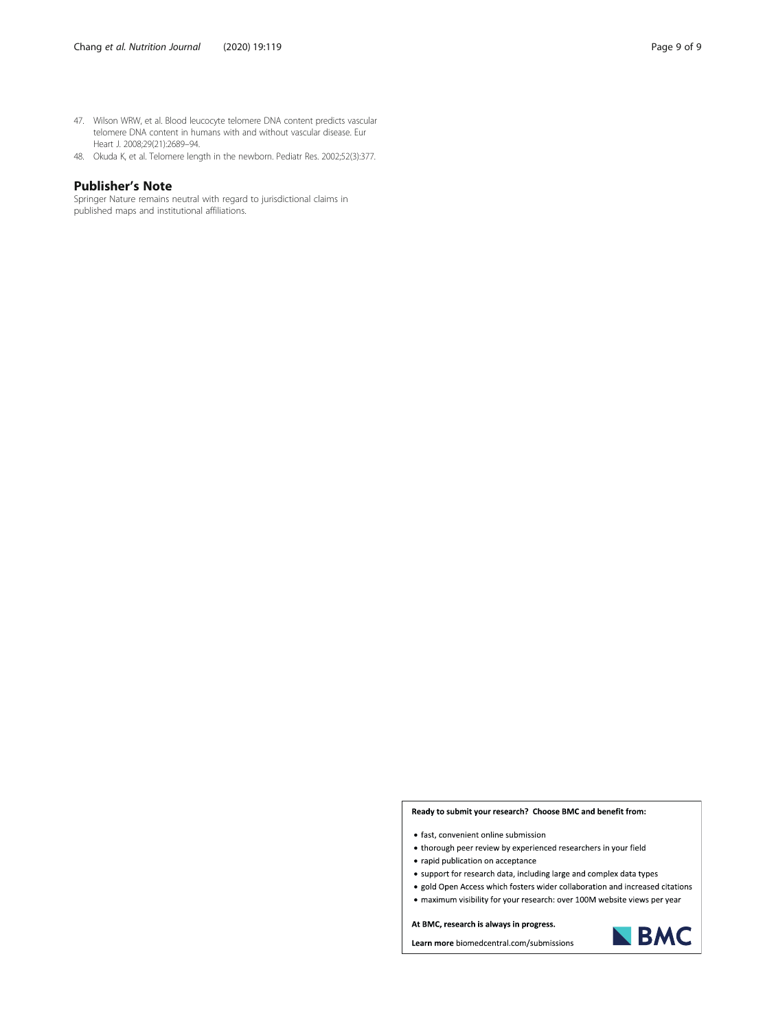47. Wilson WRW, et al. Blood leucocyte telomere DNA content predicts vascular telomere DNA content in humans with and without vascular disease. Eur Heart J. 2008;29(21):2689–94.
48. Okuda K, et al. Telomere length in the newborn. Pediatr Res. 2002;52(3):377.

## Publisher's Note

Springer Nature remains neutral with regard to jurisdictional claims in published maps and institutional affiliations.

**Ready to submit your research? Choose BMC and benefit from:**

- fast, convenient online submission
- thorough peer review by experienced researchers in your field
- rapid publication on acceptance
- support for research data, including large and complex data types
- gold Open Access which fosters wider collaboration and increased citations
- maximum visibility for your research: over 100M website views per year

**At BMC, research is always in progress.**

**Learn more** biomedcentral.com/submissions

BMC